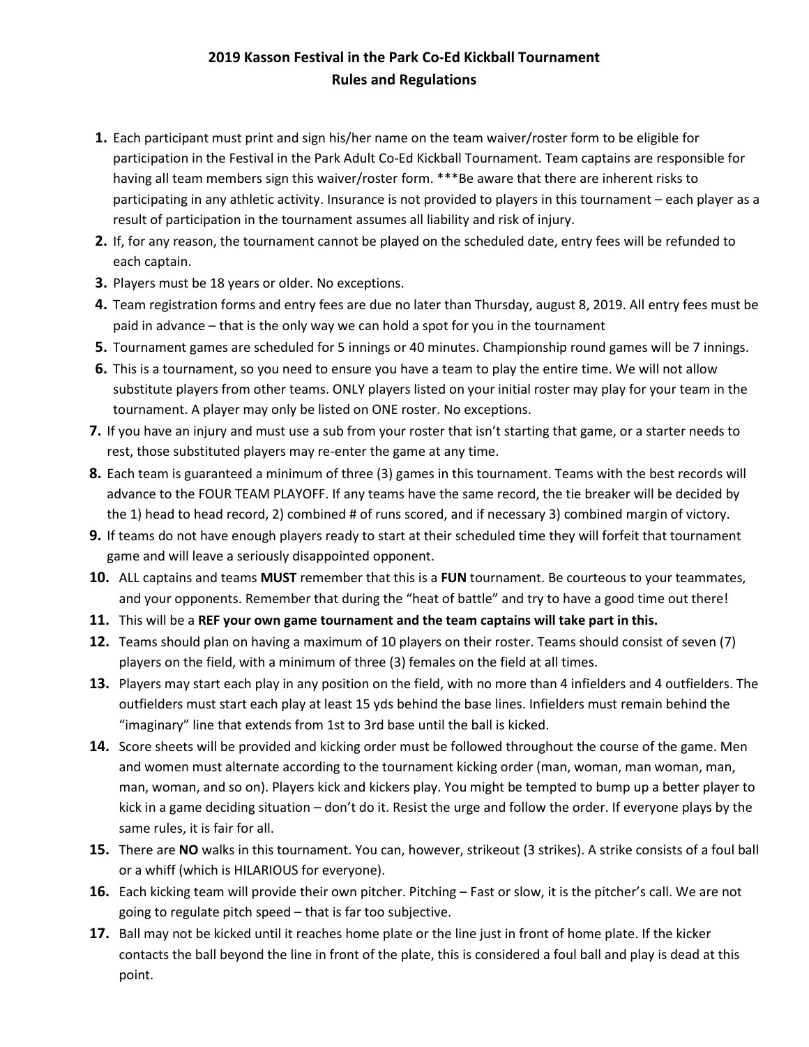# 2019 Kasson Festival in the Park Co-Ed Kickball Tournament
## Rules and Regulations

1. Each participant must print and sign his/her name on the team waiver/roster form to be eligible for participation in the Festival in the Park Adult Co-Ed Kickball Tournament. Team captains are responsible for having all team members sign this waiver/roster form. ***Be aware that there are inherent risks to participating in any athletic activity. Insurance is not provided to players in this tournament – each player as a result of participation in the tournament assumes all liability and risk of injury.
2. If, for any reason, the tournament cannot be played on the scheduled date, entry fees will be refunded to each captain.
3. Players must be 18 years or older. No exceptions.
4. Team registration forms and entry fees are due no later than Thursday, august 8, 2019. All entry fees must be paid in advance – that is the only way we can hold a spot for you in the tournament
5. Tournament games are scheduled for 5 innings or 40 minutes. Championship round games will be 7 innings.
6. This is a tournament, so you need to ensure you have a team to play the entire time. We will not allow substitute players from other teams. ONLY players listed on your initial roster may play for your team in the tournament. A player may only be listed on ONE roster. No exceptions.
7. If you have an injury and must use a sub from your roster that isn't starting that game, or a starter needs to rest, those substituted players may re-enter the game at any time.
8. Each team is guaranteed a minimum of three (3) games in this tournament. Teams with the best records will advance to the FOUR TEAM PLAYOFF. If any teams have the same record, the tie breaker will be decided by the 1) head to head record, 2) combined # of runs scored, and if necessary 3) combined margin of victory.
9. If teams do not have enough players ready to start at their scheduled time they will forfeit that tournament game and will leave a seriously disappointed opponent.
10. ALL captains and teams **MUST** remember that this is a **FUN** tournament. Be courteous to your teammates, and your opponents. Remember that during the "heat of battle" and try to have a good time out there!
11. This will be a **REF your own game tournament and the team captains will take part in this.**
12. Teams should plan on having a maximum of 10 players on their roster. Teams should consist of seven (7) players on the field, with a minimum of three (3) females on the field at all times.
13. Players may start each play in any position on the field, with no more than 4 infielders and 4 outfielders. The outfielders must start each play at least 15 yds behind the base lines. Infielders must remain behind the "imaginary" line that extends from 1st to 3rd base until the ball is kicked.
14. Score sheets will be provided and kicking order must be followed throughout the course of the game. Men and women must alternate according to the tournament kicking order (man, woman, man woman, man, man, woman, and so on). Players kick and kickers play. You might be tempted to bump up a better player to kick in a game deciding situation – don't do it. Resist the urge and follow the order. If everyone plays by the same rules, it is fair for all.
15. There are **NO** walks in this tournament. You can, however, strikeout (3 strikes). A strike consists of a foul ball or a whiff (which is HILARIOUS for everyone).
16. Each kicking team will provide their own pitcher. Pitching – Fast or slow, it is the pitcher's call. We are not going to regulate pitch speed – that is far too subjective.
17. Ball may not be kicked until it reaches home plate or the line just in front of home plate. If the kicker contacts the ball beyond the line in front of the plate, this is considered a foul ball and play is dead at this point.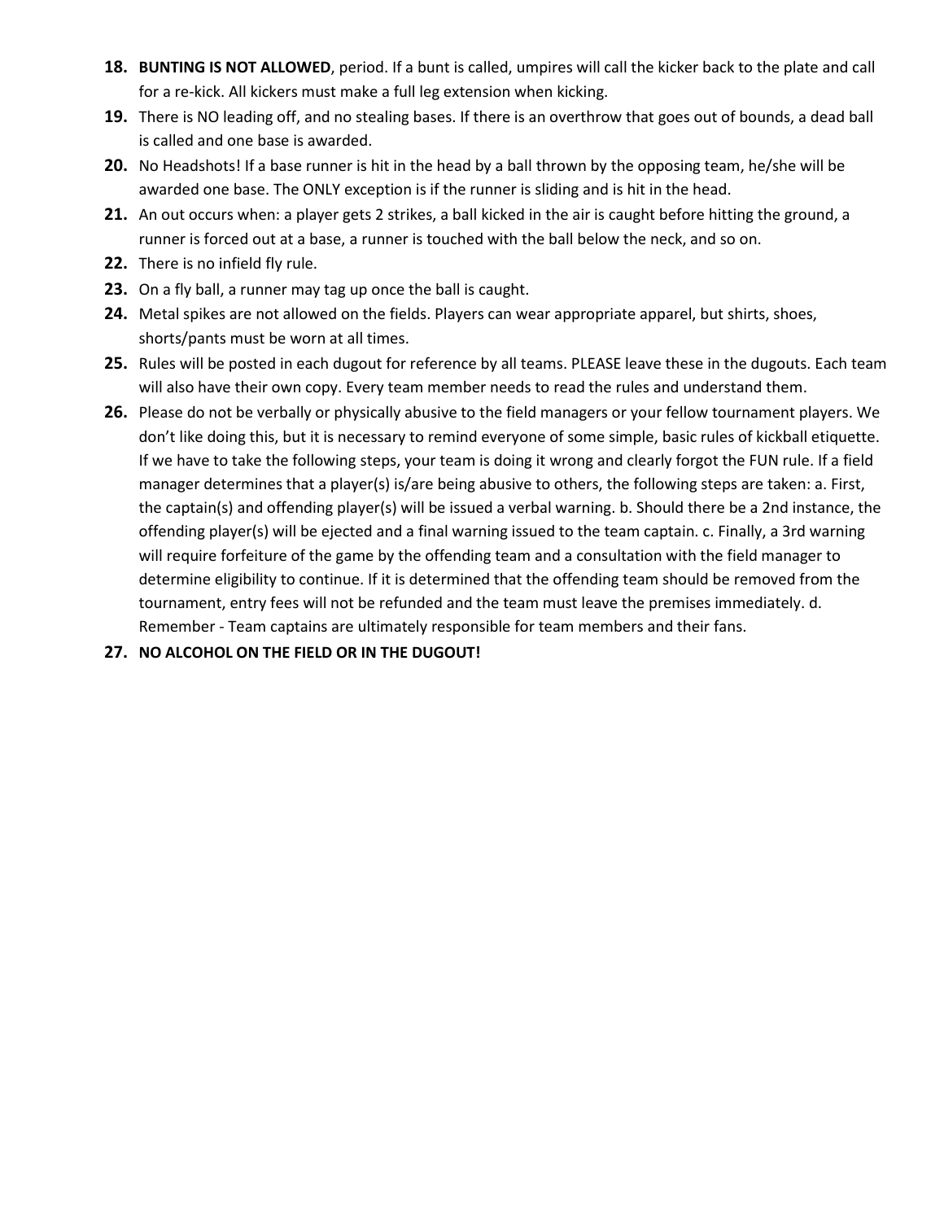18. **BUNTING IS NOT ALLOWED**, period. If a bunt is called, umpires will call the kicker back to the plate and call for a re-kick. All kickers must make a full leg extension when kicking.
19. There is NO leading off, and no stealing bases. If there is an overthrow that goes out of bounds, a dead ball is called and one base is awarded.
20. No Headshots! If a base runner is hit in the head by a ball thrown by the opposing team, he/she will be awarded one base. The ONLY exception is if the runner is sliding and is hit in the head.
21. An out occurs when: a player gets 2 strikes, a ball kicked in the air is caught before hitting the ground, a runner is forced out at a base, a runner is touched with the ball below the neck, and so on.
22. There is no infield fly rule.
23. On a fly ball, a runner may tag up once the ball is caught.
24. Metal spikes are not allowed on the fields. Players can wear appropriate apparel, but shirts, shoes, shorts/pants must be worn at all times.
25. Rules will be posted in each dugout for reference by all teams. PLEASE leave these in the dugouts. Each team will also have their own copy. Every team member needs to read the rules and understand them.
26. Please do not be verbally or physically abusive to the field managers or your fellow tournament players. We don't like doing this, but it is necessary to remind everyone of some simple, basic rules of kickball etiquette. If we have to take the following steps, your team is doing it wrong and clearly forgot the FUN rule. If a field manager determines that a player(s) is/are being abusive to others, the following steps are taken: a. First, the captain(s) and offending player(s) will be issued a verbal warning. b. Should there be a 2nd instance, the offending player(s) will be ejected and a final warning issued to the team captain. c. Finally, a 3rd warning will require forfeiture of the game by the offending team and a consultation with the field manager to determine eligibility to continue. If it is determined that the offending team should be removed from the tournament, entry fees will not be refunded and the team must leave the premises immediately. d. Remember - Team captains are ultimately responsible for team members and their fans.
27. **NO ALCOHOL ON THE FIELD OR IN THE DUGOUT!**